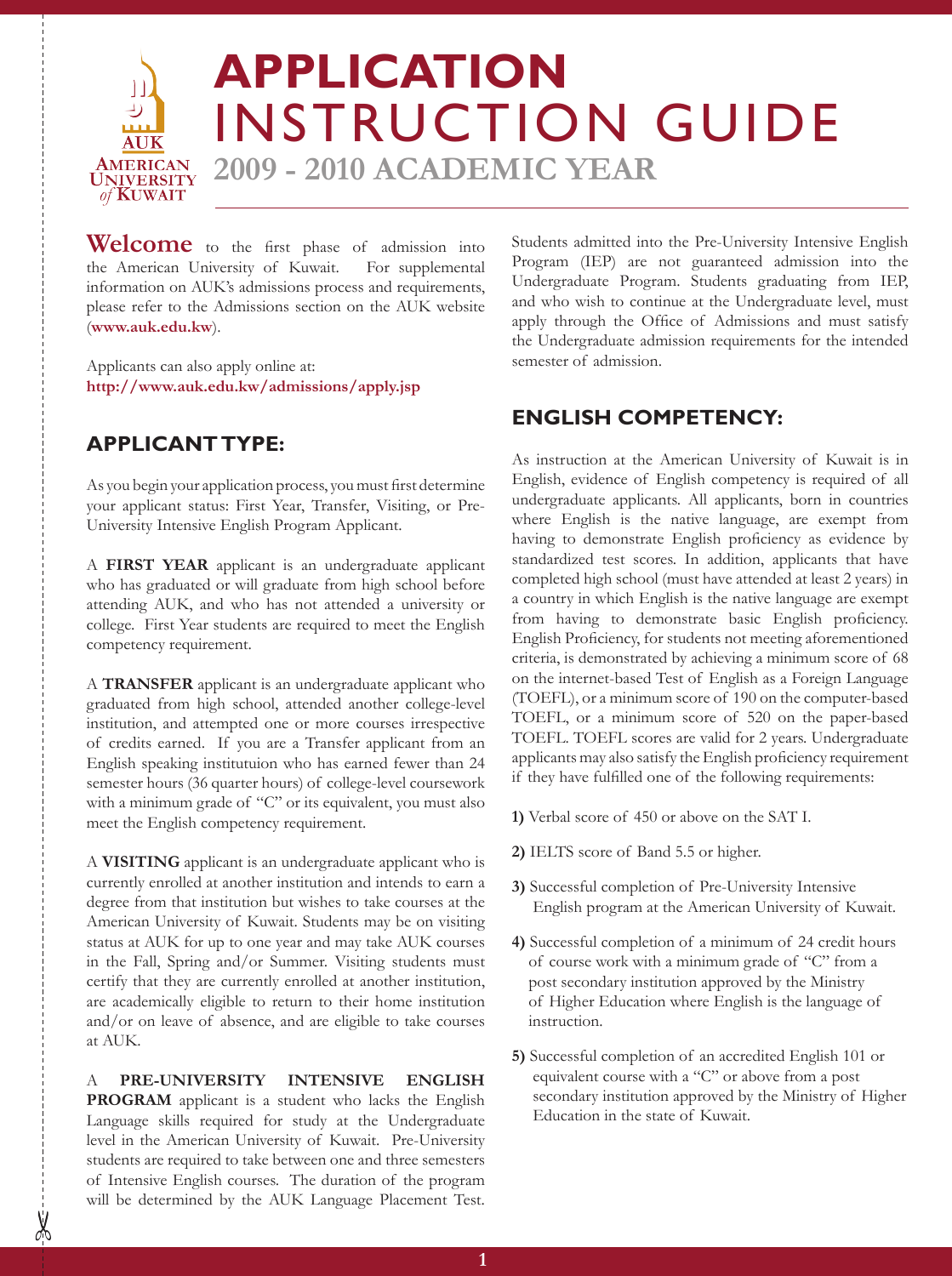# APPLICATION INSTRUCTION GUIDE

## 2009 - 2010 ACADEMIC YEAR

**Welcome** to the first phase of admission into the American University of Kuwait. For supplemental information on AUK's admissions process and requirements, please refer to the Admissions section on the AUK website (**www.auk.edu.kw**).

Applicants can also apply online at: **http://www.auk.edu.kw/admissions/apply.jsp**

## APPLICANT TYPE:

As you begin your application process, you must first determine your applicant status: First Year, Transfer, Visiting, or Pre-University Intensive English Program Applicant.

A **FIRST YEAR** applicant is an undergraduate applicant who has graduated or will graduate from high school before attending AUK, and who has not attended a university or college. First Year students are required to meet the English competency requirement.

A **TRANSFER** applicant is an undergraduate applicant who graduated from high school, attended another college-level institution, and attempted one or more courses irrespective of credits earned. If you are a Transfer applicant from an English speaking instituuion who has earned fewer than 24 semester hours (36 quarter hours) of college-level coursework with a minimum grade of "C" or its equivalent, you must also meet the English competency requirement.

A **VISITING** applicant is an undergraduate applicant who is currently enrolled at another institution and intends to earn a degree from that institution but wishes to take courses at the American University of Kuwait. Students may be on visiting status at AUK for up to one year and may take AUK courses in the Fall, Spring and/or Summer. Visiting students must certify that they are currently enrolled at another institution, are academically eligible to return to their home institution and/or on leave of absence, and are eligible to take courses at AUK.

A **PRE-UNIVERSITY INTENSIVE ENGLISH PROGRAM** applicant is a student who lacks the English Language skills required for study at the Undergraduate level in the American University of Kuwait. Pre-University students are required to take between one and three semesters of Intensive English courses. The duration of the program will be determined by the AUK Language Placement Test. Students admitted into the Pre-University Intensive English Program (IEP) are not guaranteed admission into the Undergraduate Program. Students graduating from IEP, and who wish to continue at the Undergraduate level, must apply through the Office of Admissions and must satisfy the Undergraduate admission requirements for the intended semester of admission.

## ENGLISH COMPETENCY:

As instruction at the American University of Kuwait is in English, evidence of English competency is required of all undergraduate applicants. All applicants, born in countries where English is the native language, are exempt from having to demonstrate English proficiency as evidence by standardized test scores. In addition, applicants that have completed high school (must have attended at least 2 years) in a country in which English is the native language are exempt from having to demonstrate basic English proficiency. English Proficiency, for students not meeting aforementioned criteria, is demonstrated by achieving a minimum score of 68 on the internet-based Test of English as a Foreign Language (TOEFL), or a minimum score of 190 on the computer-based TOEFL, or a minimum score of 520 on the paper-based TOEFL. TOEFL scores are valid for 2 years. Undergraduate applicants may also satisfy the English proficiency requirement if they have fulfilled one of the following requirements:

**1)** Verbal score of 450 or above on the SAT I.

**2)** IELTS score of Band 5.5 or higher.

**3)** Successful completion of Pre-University Intensive English program at the American University of Kuwait.

**4)** Successful completion of a minimum of 24 credit hours of course work with a minimum grade of "C" from a post secondary institution approved by the Ministry of Higher Education where English is the language of instruction.

**5)** Successful completion of an accredited English 101 or equivalent course with a "C" or above from a post secondary institution approved by the Ministry of Higher Education in the state of Kuwait.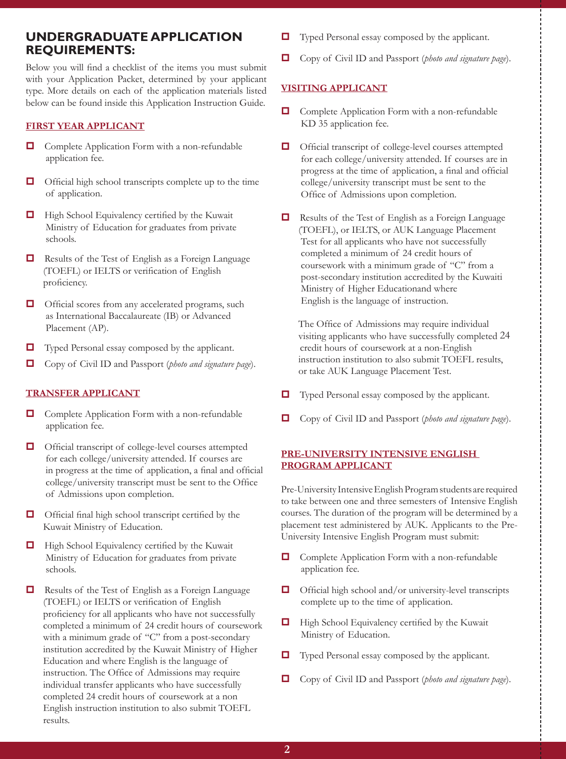## UNDERGRADUATE APPLICATION REQUIREMENTS:

Below you will find a checklist of the items you must submit with your Application Packet, determined by your applicant type. More details on each of the application materials listed below can be found inside this Application Instruction Guide.

### FIRST YEAR APPLICANT

- Complete Application Form with a non-refundable application fee.
- Official high school transcripts complete up to the time of application.
- High School Equivalency certified by the Kuwait Ministry of Education for graduates from private schools.
- Results of the Test of English as a Foreign Language (TOEFL) or IELTS or verification of English proficiency.
- Official scores from any accelerated programs, such as International Baccalaureate (IB) or Advanced Placement (AP).
- Typed Personal essay composed by the applicant.
- Copy of Civil ID and Passport (*photo and signature page*).

### TRANSFER APPLICANT

- Complete Application Form with a non-refundable application fee.
- Official transcript of college-level courses attempted for each college/university attended. If courses are in progress at the time of application, a final and official college/university transcript must be sent to the Office of Admissions upon completion.
- Official final high school transcript certified by the Kuwait Ministry of Education.
- High School Equivalency certified by the Kuwait Ministry of Education for graduates from private schools.
- Results of the Test of English as a Foreign Language (TOEFL) or IELTS or verification of English proficiency for all applicants who have not successfully completed a minimum of 24 credit hours of coursework with a minimum grade of "C" from a post-secondary institution accredited by the Kuwait Ministry of Higher Education and where English is the language of instruction. The Office of Admissions may require individual transfer applicants who have successfully completed 24 credit hours of coursework at a non English instruction institution to also submit TOEFL results.
- Typed Personal essay composed by the applicant.
- Copy of Civil ID and Passport (*photo and signature page*).

### VISITING APPLICANT

- Complete Application Form with a non-refundable KD 35 application fee.
- Official transcript of college-level courses attempted for each college/university attended. If courses are in progress at the time of application, a final and official college/university transcript must be sent to the Office of Admissions upon completion.
- Results of the Test of English as a Foreign Language (TOEFL), or IELTS, or AUK Language Placement Test for all applicants who have not successfully completed a minimum of 24 credit hours of coursework with a minimum grade of "C" from a post-secondary institution accredited by the Kuwaiti Ministry of Higher Educationand where English is the language of instruction.

  The Office of Admissions may require individual visiting applicants who have successfully completed 24 credit hours of coursework at a non-English instruction institution to also submit TOEFL results, or take AUK Language Placement Test.
- Typed Personal essay composed by the applicant.
- Copy of Civil ID and Passport (*photo and signature page*).

### PRE-UNIVERSITY INTENSIVE ENGLISH PROGRAM APPLICANT

Pre-University Intensive English Program students are required to take between one and three semesters of Intensive English courses. The duration of the program will be determined by a placement test administered by AUK. Applicants to the Pre-University Intensive English Program must submit:

- Complete Application Form with a non-refundable application fee.
- Official high school and/or university-level transcripts complete up to the time of application.
- High School Equivalency certified by the Kuwait Ministry of Education.
- Typed Personal essay composed by the applicant.
- Copy of Civil ID and Passport (*photo and signature page*).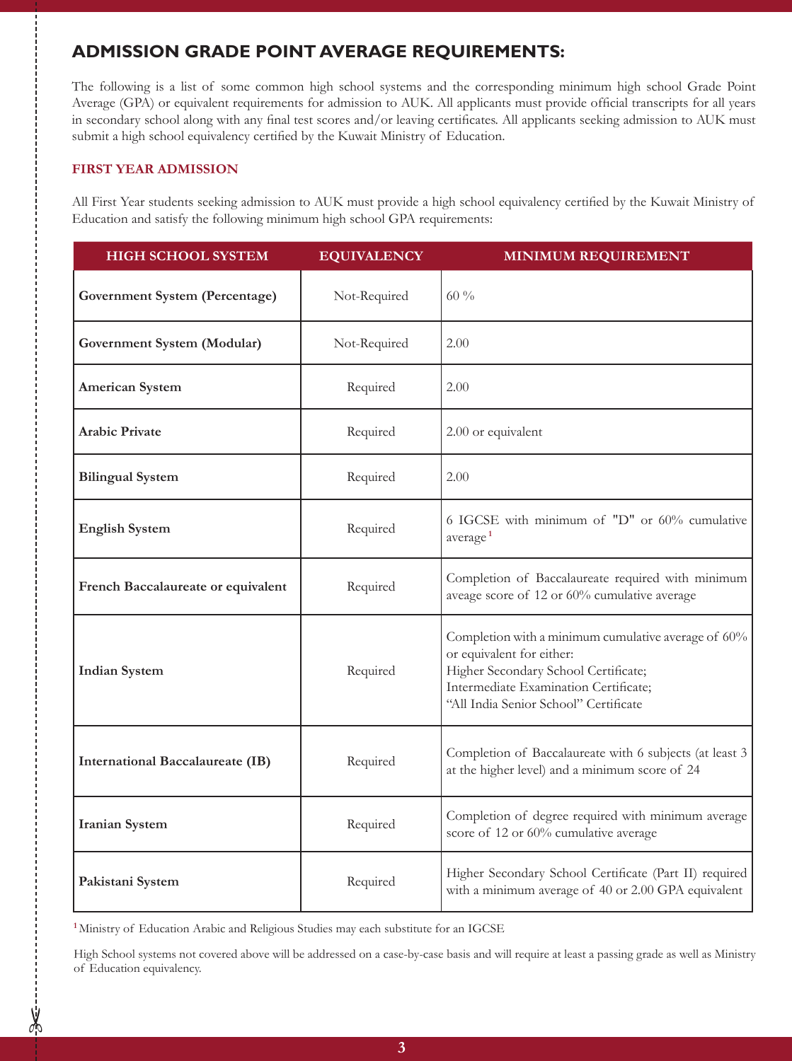## ADMISSION GRADE POINT AVERAGE REQUIREMENTS:

The following is a list of some common high school systems and the corresponding minimum high school Grade Point Average (GPA) or equivalent requirements for admission to AUK. All applicants must provide official transcripts for all years in secondary school along with any final test scores and/or leaving certificates. All applicants seeking admission to AUK must submit a high school equivalency certified by the Kuwait Ministry of Education.

### FIRST YEAR ADMISSION

All First Year students seeking admission to AUK must provide a high school equivalency certified by the Kuwait Ministry of Education and satisfy the following minimum high school GPA requirements:

| HIGH SCHOOL SYSTEM | EQUIVALENCY | MINIMUM REQUIREMENT |
| --- | --- | --- |
| **Government System (Percentage)** | Not-Required | 60 % |
| **Government System (Modular)** | Not-Required | 2.00 |
| **American System** | Required | 2.00 |
| **Arabic Private** | Required | 2.00 or equivalent |
| **Bilingual System** | Required | 2.00 |
| **English System** | Required | 6 IGCSE with minimum of "D" or 60% cumulative average[1] |
| **French Baccalaureate or equivalent** | Required | Completion of Baccalaureate required with minimum aveage score of 12 or 60% cumulative average |
| **Indian System** | Required | Completion with a minimum cumulative average of 60% or equivalent for either:<br>Higher Secondary School Certificate;<br>Intermediate Examination Certificate;<br>"All India Senior School" Certificate |
| **International Baccalaureate (IB)** | Required | Completion of Baccalaureate with 6 subjects (at least 3 at the higher level) and a minimum score of 24 |
| **Iranian System** | Required | Completion of degree required with minimum average score of 12 or 60% cumulative average |
| **Pakistani System** | Required | Higher Secondary School Certificate (Part II) required with a minimum average of 40 or 2.00 GPA equivalent |

[1] Ministry of Education Arabic and Religious Studies may each substitute for an IGCSE

High School systems not covered above will be addressed on a case-by-case basis and will require at least a passing grade as well as Ministry of Education equivalency.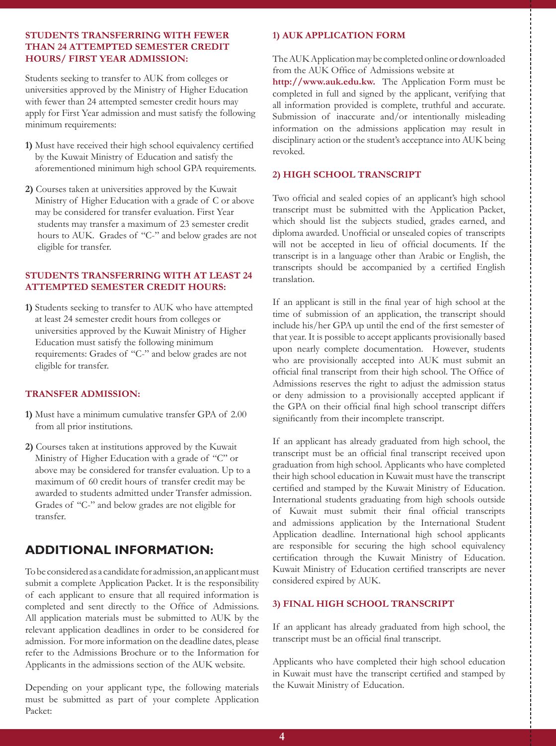### STUDENTS TRANSFERRING WITH FEWER THAN 24 ATTEMPTED SEMESTER CREDIT HOURS/ FIRST YEAR ADMISSION:

Students seeking to transfer to AUK from colleges or universities approved by the Ministry of Higher Education with fewer than 24 attempted semester credit hours may apply for First Year admission and must satisfy the following minimum requirements:

**1)** Must have received their high school equivalency certified by the Kuwait Ministry of Education and satisfy the aforementioned minimum high school GPA requirements.

**2)** Courses taken at universities approved by the Kuwait Ministry of Higher Education with a grade of C or above may be considered for transfer evaluation. First Year students may transfer a maximum of 23 semester credit hours to AUK. Grades of "C-" and below grades are not eligible for transfer.

### STUDENTS TRANSFERRING WITH AT LEAST 24 ATTEMPTED SEMESTER CREDIT HOURS:

**1)** Students seeking to transfer to AUK who have attempted at least 24 semester credit hours from colleges or universities approved by the Kuwait Ministry of Higher Education must satisfy the following minimum requirements: Grades of "C-" and below grades are not eligible for transfer.

### TRANSFER ADMISSION:

**1)** Must have a minimum cumulative transfer GPA of 2.00 from all prior institutions.

**2)** Courses taken at institutions approved by the Kuwait Ministry of Higher Education with a grade of "C" or above may be considered for transfer evaluation. Up to a maximum of 60 credit hours of transfer credit may be awarded to students admitted under Transfer admission. Grades of "C-" and below grades are not eligible for transfer.

## ADDITIONAL INFORMATION:

To be considered as a candidate for admission, an applicant must submit a complete Application Packet. It is the responsibility of each applicant to ensure that all required information is completed and sent directly to the Office of Admissions. All application materials must be submitted to AUK by the relevant application deadlines in order to be considered for admission. For more information on the deadline dates, please refer to the Admissions Brochure or to the Information for Applicants in the admissions section of the AUK website.

Depending on your applicant type, the following materials must be submitted as part of your complete Application Packet:

### 1) AUK APPLICATION FORM

The AUK Application may be completed online or downloaded from the AUK Office of Admissions website at **http://www.auk.edu.kw.** The Application Form must be completed in full and signed by the applicant, verifying that all information provided is complete, truthful and accurate. Submission of inaccurate and/or intentionally misleading information on the admissions application may result in disciplinary action or the student's acceptance into AUK being revoked.

### 2) HIGH SCHOOL TRANSCRIPT

Two official and sealed copies of an applicant's high school transcript must be submitted with the Application Packet, which should list the subjects studied, grades earned, and diploma awarded. Unofficial or unsealed copies of transcripts will not be accepted in lieu of official documents. If the transcript is in a language other than Arabic or English, the transcripts should be accompanied by a certified English translation.

If an applicant is still in the final year of high school at the time of submission of an application, the transcript should include his/her GPA up until the end of the first semester of that year. It is possible to accept applicants provisionally based upon nearly complete documentation. However, students who are provisionally accepted into AUK must submit an official final transcript from their high school. The Office of Admissions reserves the right to adjust the admission status or deny admission to a provisionally accepted applicant if the GPA on their official final high school transcript differs significantly from their incomplete transcript.

If an applicant has already graduated from high school, the transcript must be an official final transcript received upon graduation from high school. Applicants who have completed their high school education in Kuwait must have the transcript certified and stamped by the Kuwait Ministry of Education. International students graduating from high schools outside of Kuwait must submit their final official transcripts and admissions application by the International Student Application deadline. International high school applicants are responsible for securing the high school equivalency certification through the Kuwait Ministry of Education. Kuwait Ministry of Education certified transcripts are never considered expired by AUK.

### 3) FINAL HIGH SCHOOL TRANSCRIPT

If an applicant has already graduated from high school, the transcript must be an official final transcript.

Applicants who have completed their high school education in Kuwait must have the transcript certified and stamped by the Kuwait Ministry of Education.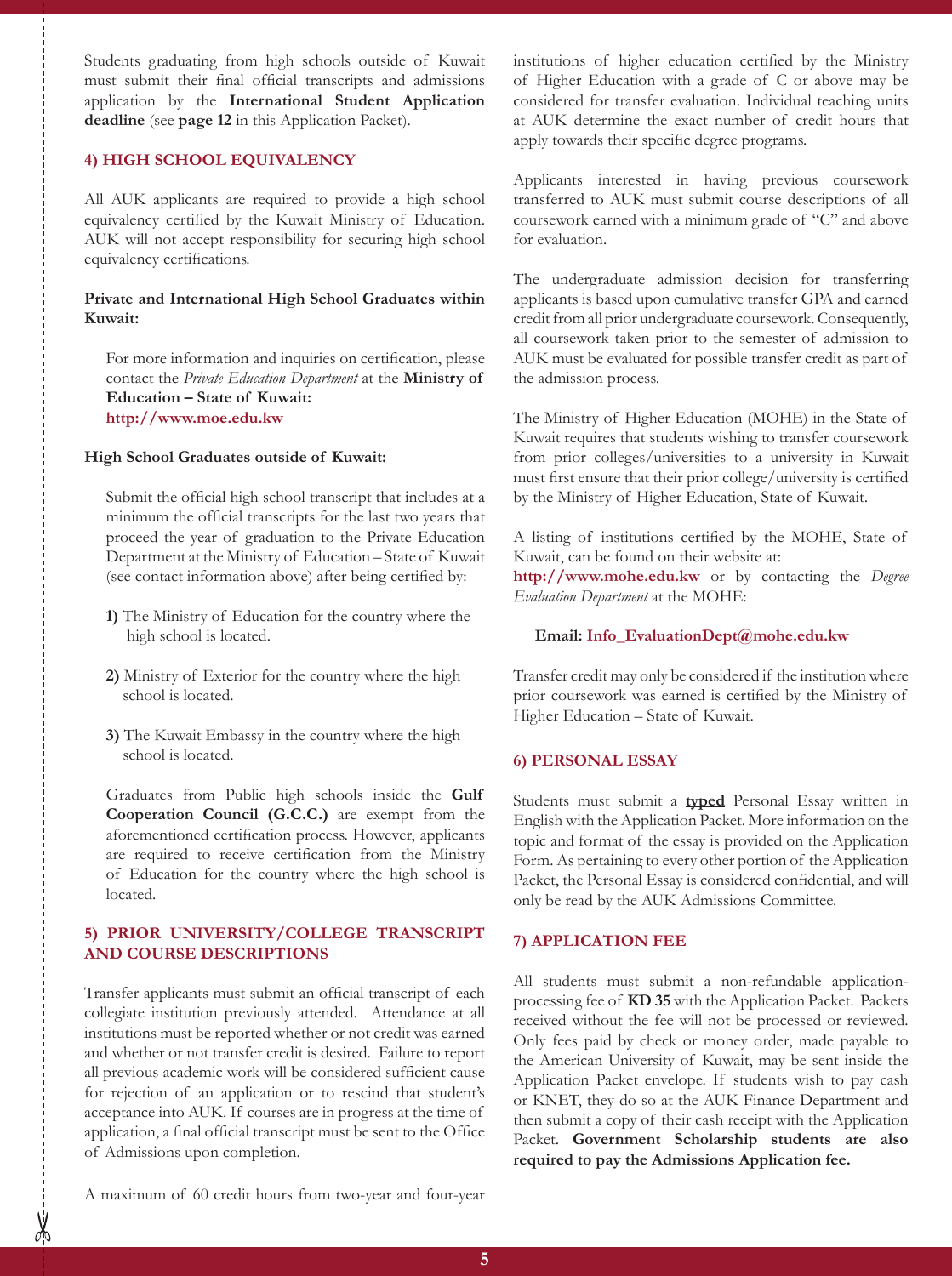Students graduating from high schools outside of Kuwait must submit their final official transcripts and admissions application by the **International Student Application deadline** (see **page 12** in this Application Packet).

### 4) HIGH SCHOOL EQUIVALENCY

All AUK applicants are required to provide a high school equivalency certified by the Kuwait Ministry of Education. AUK will not accept responsibility for securing high school equivalency certifications.

**Private and International High School Graduates within Kuwait:**

For more information and inquiries on certification, please contact the *Private Education Department* at the **Ministry of Education – State of Kuwait:** **http://www.moe.edu.kw**

**High School Graduates outside of Kuwait:**

Submit the official high school transcript that includes at a minimum the official transcripts for the last two years that proceed the year of graduation to the Private Education Department at the Ministry of Education – State of Kuwait (see contact information above) after being certified by:

**1)** The Ministry of Education for the country where the high school is located.

**2)** Ministry of Exterior for the country where the high school is located.

**3)** The Kuwait Embassy in the country where the high school is located.

Graduates from Public high schools inside the **Gulf Cooperation Council (G.C.C.)** are exempt from the aforementioned certification process. However, applicants are required to receive certification from the Ministry of Education for the country where the high school is located.

### 5) PRIOR UNIVERSITY/COLLEGE TRANSCRIPT AND COURSE DESCRIPTIONS

Transfer applicants must submit an official transcript of each collegiate institution previously attended. Attendance at all institutions must be reported whether or not credit was earned and whether or not transfer credit is desired. Failure to report all previous academic work will be considered sufficient cause for rejection of an application or to rescind that student's acceptance into AUK. If courses are in progress at the time of application, a final official transcript must be sent to the Office of Admissions upon completion.

A maximum of 60 credit hours from two-year and four-year institutions of higher education certified by the Ministry of Higher Education with a grade of C or above may be considered for transfer evaluation. Individual teaching units at AUK determine the exact number of credit hours that apply towards their specific degree programs.

Applicants interested in having previous coursework transferred to AUK must submit course descriptions of all coursework earned with a minimum grade of "C" and above for evaluation.

The undergraduate admission decision for transferring applicants is based upon cumulative transfer GPA and earned credit from all prior undergraduate coursework. Consequently, all coursework taken prior to the semester of admission to AUK must be evaluated for possible transfer credit as part of the admission process.

The Ministry of Higher Education (MOHE) in the State of Kuwait requires that students wishing to transfer coursework from prior colleges/universities to a university in Kuwait must first ensure that their prior college/university is certified by the Ministry of Higher Education, State of Kuwait.

A listing of institutions certified by the MOHE, State of Kuwait, can be found on their website at: **http://www.mohe.edu.kw** or by contacting the *Degree Evaluation Department* at the MOHE:

**Email: Info_EvaluationDept@mohe.edu.kw**

Transfer credit may only be considered if the institution where prior coursework was earned is certified by the Ministry of Higher Education – State of Kuwait.

### 6) PERSONAL ESSAY

Students must submit a **typed** Personal Essay written in English with the Application Packet. More information on the topic and format of the essay is provided on the Application Form. As pertaining to every other portion of the Application Packet, the Personal Essay is considered confidential, and will only be read by the AUK Admissions Committee.

### 7) APPLICATION FEE

All students must submit a non-refundable application-processing fee of **KD 35** with the Application Packet. Packets received without the fee will not be processed or reviewed. Only fees paid by check or money order, made payable to the American University of Kuwait, may be sent inside the Application Packet envelope. If students wish to pay cash or KNET, they do so at the AUK Finance Department and then submit a copy of their cash receipt with the Application Packet. **Government Scholarship students are also required to pay the Admissions Application fee.**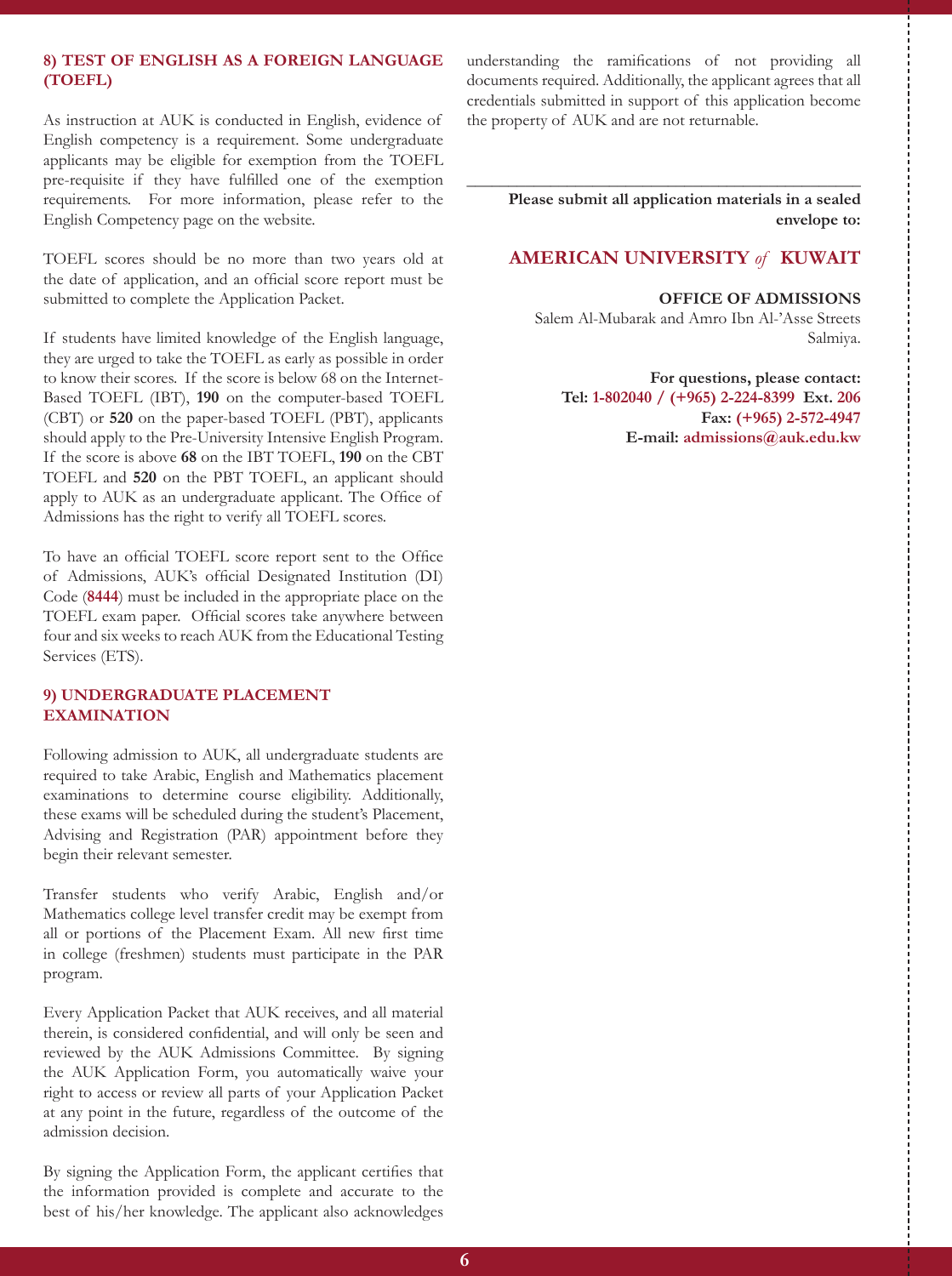### 8) TEST OF ENGLISH AS A FOREIGN LANGUAGE (TOEFL)

As instruction at AUK is conducted in English, evidence of English competency is a requirement. Some undergraduate applicants may be eligible for exemption from the TOEFL pre-requisite if they have fulfilled one of the exemption requirements. For more information, please refer to the English Competency page on the website.

TOEFL scores should be no more than two years old at the date of application, and an official score report must be submitted to complete the Application Packet.

If students have limited knowledge of the English language, they are urged to take the TOEFL as early as possible in order to know their scores. If the score is below 68 on the Internet-Based TOEFL (IBT), **190** on the computer-based TOEFL (CBT) or **520** on the paper-based TOEFL (PBT), applicants should apply to the Pre-University Intensive English Program. If the score is above **68** on the IBT TOEFL, **190** on the CBT TOEFL and **520** on the PBT TOEFL, an applicant should apply to AUK as an undergraduate applicant. The Office of Admissions has the right to verify all TOEFL scores.

To have an official TOEFL score report sent to the Office of Admissions, AUK's official Designated Institution (DI) Code (**8444**) must be included in the appropriate place on the TOEFL exam paper. Official scores take anywhere between four and six weeks to reach AUK from the Educational Testing Services (ETS).

### 9) UNDERGRADUATE PLACEMENT EXAMINATION

Following admission to AUK, all undergraduate students are required to take Arabic, English and Mathematics placement examinations to determine course eligibility. Additionally, these exams will be scheduled during the student's Placement, Advising and Registration (PAR) appointment before they begin their relevant semester.

Transfer students who verify Arabic, English and/or Mathematics college level transfer credit may be exempt from all or portions of the Placement Exam. All new first time in college (freshmen) students must participate in the PAR program.

Every Application Packet that AUK receives, and all material therein, is considered confidential, and will only be seen and reviewed by the AUK Admissions Committee. By signing the AUK Application Form, you automatically waive your right to access or review all parts of your Application Packet at any point in the future, regardless of the outcome of the admission decision.

By signing the Application Form, the applicant certifies that the information provided is complete and accurate to the best of his/her knowledge. The applicant also acknowledges understanding the ramifications of not providing all documents required. Additionally, the applicant agrees that all credentials submitted in support of this application become the property of AUK and are not returnable.

---

**Please submit all application materials in a sealed envelope to:**

## AMERICAN UNIVERSITY *of* KUWAIT

**OFFICE OF ADMISSIONS**
Salem Al-Mubarak and Amro Ibn Al-'Asse Streets
Salmiya.

**For questions, please contact:**
**Tel: 1-802040 / (+965) 2-224-8399 Ext. 206**
**Fax: (+965) 2-572-4947**
**E-mail: admissions@auk.edu.kw**